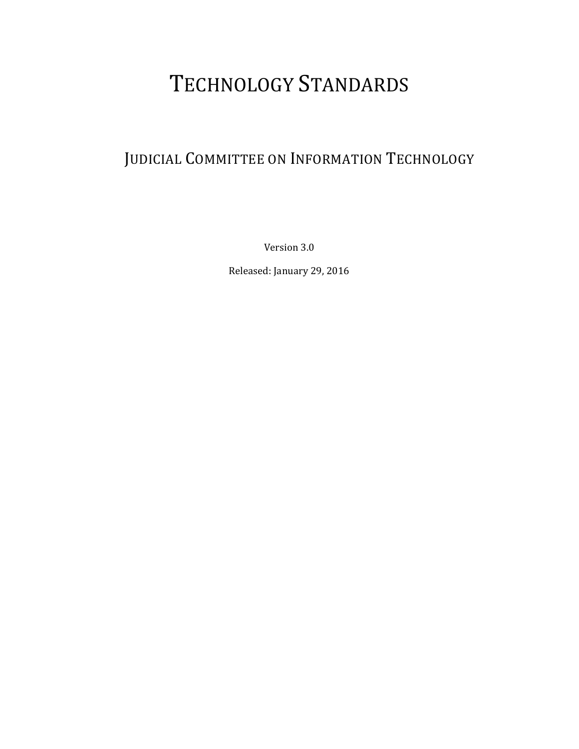# TECHNOLOGY STANDARDS

## JUDICIAL COMMITTEE ON INFORMATION TECHNOLOGY

Version 3.0

Released: January 29, 2016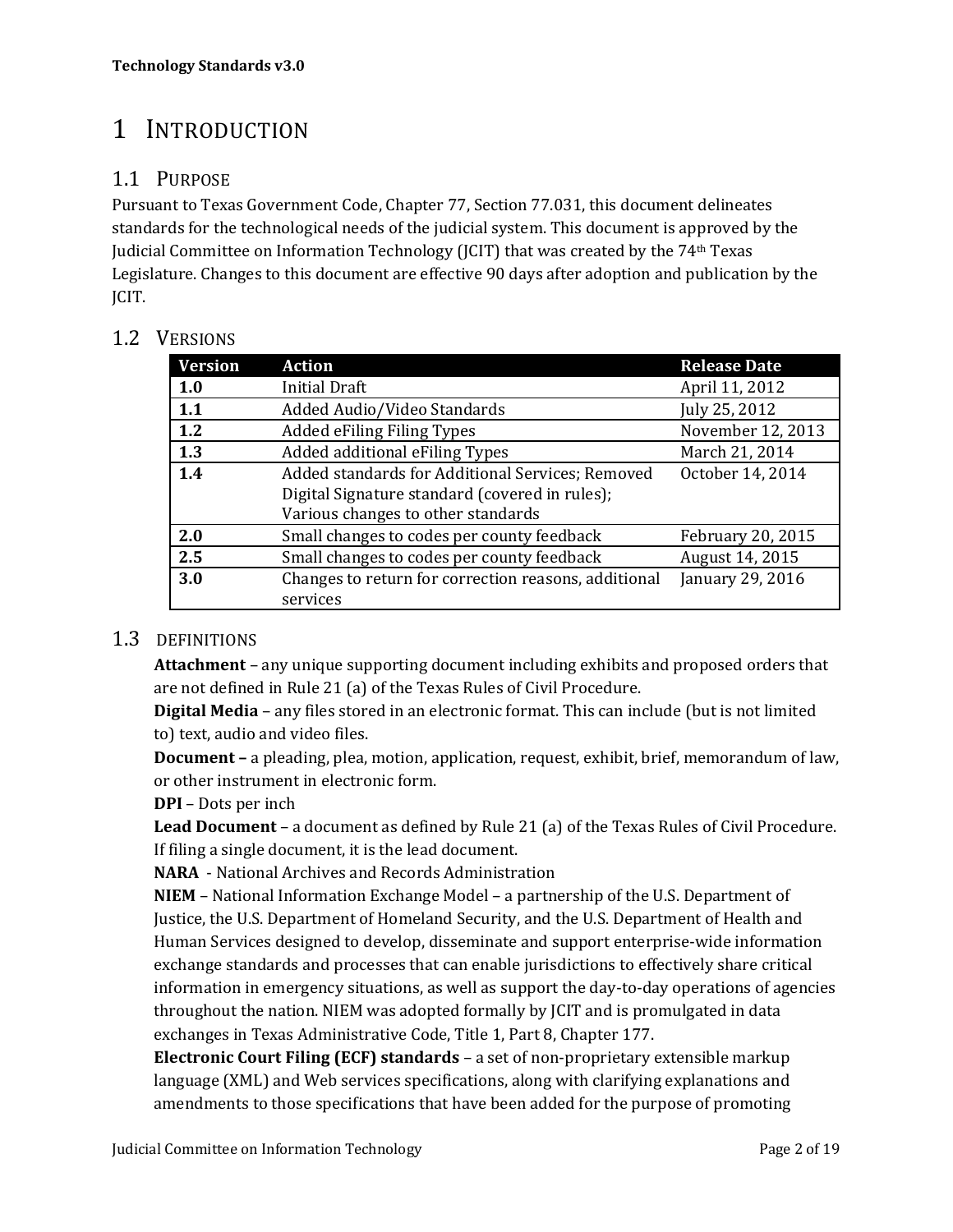# 1 Introduction

## 1.1 Purpose

Pursuant to Texas Government Code, Chapter 77, Section 77.031, this document delineates standards for the technological needs of the judicial system. This document is approved by the Judicial Committee on Information Technology (JCIT) that was created by the 74th Texas Legislature. Changes to this document are effective 90 days after adoption and publication by the JCIT.

## 1.2 Versions

| Version | Action | Release Date |
|---|---|---|
| **1.0** | Initial Draft | April 11, 2012 |
| **1.1** | Added Audio/Video Standards | July 25, 2012 |
| **1.2** | Added eFiling Filing Types | November 12, 2013 |
| **1.3** | Added additional eFiling Types | March 21, 2014 |
| **1.4** | Added standards for Additional Services; Removed Digital Signature standard (covered in rules); Various changes to other standards | October 14, 2014 |
| **2.0** | Small changes to codes per county feedback | February 20, 2015 |
| **2.5** | Small changes to codes per county feedback | August 14, 2015 |
| **3.0** | Changes to return for correction reasons, additional services | January 29, 2016 |

## 1.3 Definitions

**Attachment** – any unique supporting document including exhibits and proposed orders that are not defined in Rule 21 (a) of the Texas Rules of Civil Procedure.

**Digital Media** – any files stored in an electronic format. This can include (but is not limited to) text, audio and video files.

**Document –** a pleading, plea, motion, application, request, exhibit, brief, memorandum of law, or other instrument in electronic form.

**DPI** – Dots per inch

**Lead Document** – a document as defined by Rule 21 (a) of the Texas Rules of Civil Procedure. If filing a single document, it is the lead document.

**NARA** - National Archives and Records Administration

**NIEM** – National Information Exchange Model – a partnership of the U.S. Department of Justice, the U.S. Department of Homeland Security, and the U.S. Department of Health and Human Services designed to develop, disseminate and support enterprise-wide information exchange standards and processes that can enable jurisdictions to effectively share critical information in emergency situations, as well as support the day-to-day operations of agencies throughout the nation. NIEM was adopted formally by JCIT and is promulgated in data exchanges in Texas Administrative Code, Title 1, Part 8, Chapter 177.

**Electronic Court Filing (ECF) standards** – a set of non-proprietary extensible markup language (XML) and Web services specifications, along with clarifying explanations and amendments to those specifications that have been added for the purpose of promoting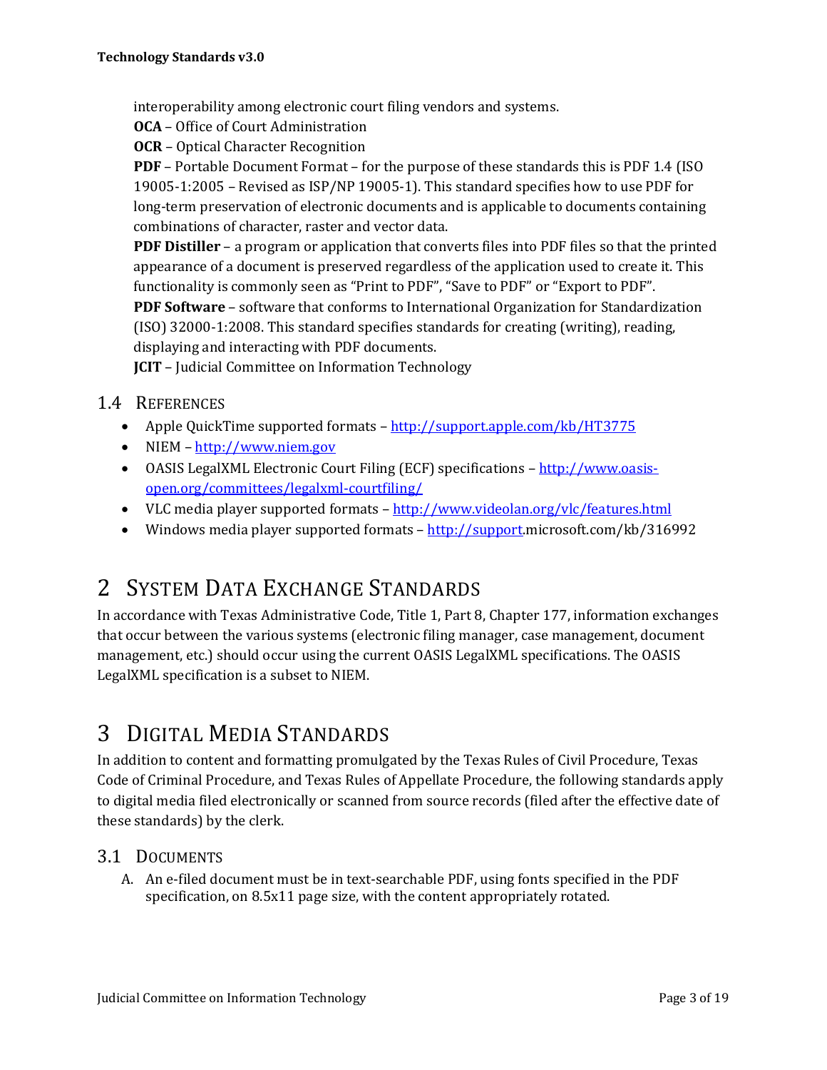interoperability among electronic court filing vendors and systems.

**OCA** – Office of Court Administration

**OCR** – Optical Character Recognition

**PDF** – Portable Document Format – for the purpose of these standards this is PDF 1.4 (ISO 19005-1:2005 – Revised as ISP/NP 19005-1). This standard specifies how to use PDF for long-term preservation of electronic documents and is applicable to documents containing combinations of character, raster and vector data.

**PDF Distiller** – a program or application that converts files into PDF files so that the printed appearance of a document is preserved regardless of the application used to create it. This functionality is commonly seen as "Print to PDF", "Save to PDF" or "Export to PDF".

**PDF Software** – software that conforms to International Organization for Standardization (ISO) 32000-1:2008. This standard specifies standards for creating (writing), reading, displaying and interacting with PDF documents.

**JCIT** – Judicial Committee on Information Technology

## 1.4 References

- Apple QuickTime supported formats – http://support.apple.com/kb/HT3775
- NIEM – http://www.niem.gov
- OASIS LegalXML Electronic Court Filing (ECF) specifications – http://www.oasis-open.org/committees/legalxml-courtfiling/
- VLC media player supported formats – http://www.videolan.org/vlc/features.html
- Windows media player supported formats – http://support.microsoft.com/kb/316992

# 2 System Data Exchange Standards

In accordance with Texas Administrative Code, Title 1, Part 8, Chapter 177, information exchanges that occur between the various systems (electronic filing manager, case management, document management, etc.) should occur using the current OASIS LegalXML specifications. The OASIS LegalXML specification is a subset to NIEM.

# 3 Digital Media Standards

In addition to content and formatting promulgated by the Texas Rules of Civil Procedure, Texas Code of Criminal Procedure, and Texas Rules of Appellate Procedure, the following standards apply to digital media filed electronically or scanned from source records (filed after the effective date of these standards) by the clerk.

## 3.1 Documents

A. An e-filed document must be in text-searchable PDF, using fonts specified in the PDF specification, on 8.5x11 page size, with the content appropriately rotated.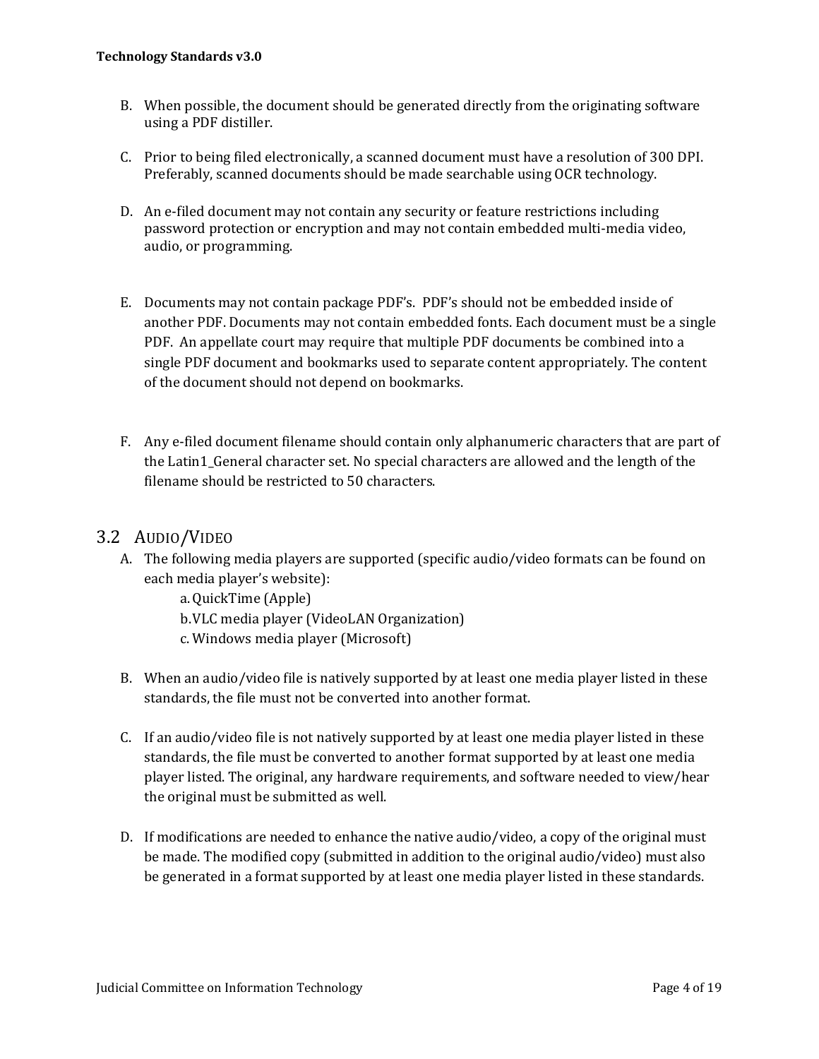B. When possible, the document should be generated directly from the originating software using a PDF distiller.

C. Prior to being filed electronically, a scanned document must have a resolution of 300 DPI. Preferably, scanned documents should be made searchable using OCR technology.

D. An e-filed document may not contain any security or feature restrictions including password protection or encryption and may not contain embedded multi-media video, audio, or programming.

E. Documents may not contain package PDF's. PDF's should not be embedded inside of another PDF. Documents may not contain embedded fonts. Each document must be a single PDF. An appellate court may require that multiple PDF documents be combined into a single PDF document and bookmarks used to separate content appropriately. The content of the document should not depend on bookmarks.

F. Any e-filed document filename should contain only alphanumeric characters that are part of the Latin1_General character set. No special characters are allowed and the length of the filename should be restricted to 50 characters.

## 3.2 Audio/Video

A. The following media players are supported (specific audio/video formats can be found on each media player's website):
   a. QuickTime (Apple)
   b. VLC media player (VideoLAN Organization)
   c. Windows media player (Microsoft)

B. When an audio/video file is natively supported by at least one media player listed in these standards, the file must not be converted into another format.

C. If an audio/video file is not natively supported by at least one media player listed in these standards, the file must be converted to another format supported by at least one media player listed. The original, any hardware requirements, and software needed to view/hear the original must be submitted as well.

D. If modifications are needed to enhance the native audio/video, a copy of the original must be made. The modified copy (submitted in addition to the original audio/video) must also be generated in a format supported by at least one media player listed in these standards.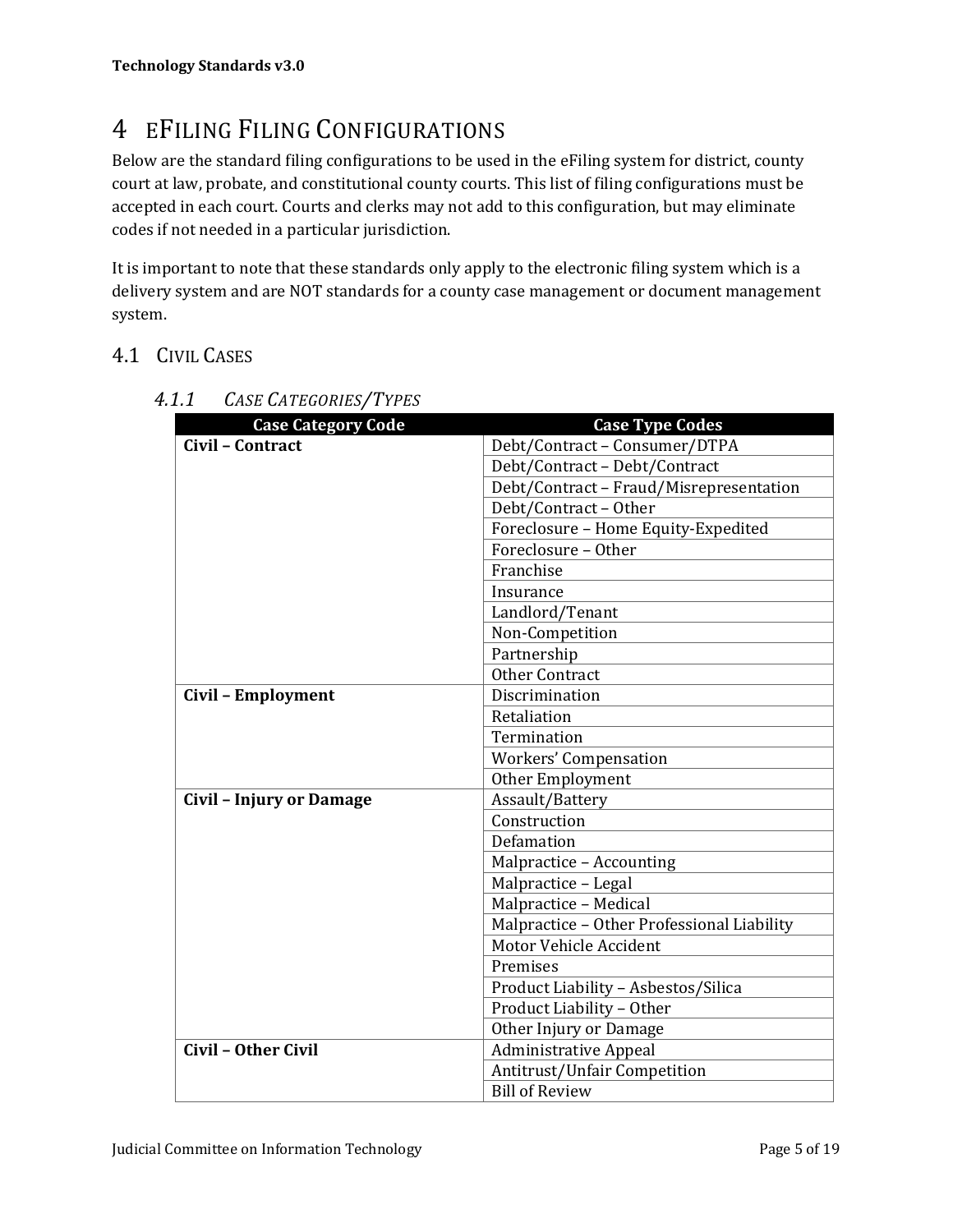# 4 eFiling Filing Configurations

Below are the standard filing configurations to be used in the eFiling system for district, county court at law, probate, and constitutional county courts. This list of filing configurations must be accepted in each court. Courts and clerks may not add to this configuration, but may eliminate codes if not needed in a particular jurisdiction.

It is important to note that these standards only apply to the electronic filing system which is a delivery system and are NOT standards for a county case management or document management system.

## 4.1 Civil Cases

### 4.1.1 *Case Categories/Types*

| Case Category Code | Case Type Codes |
|---|---|
| **Civil – Contract** | Debt/Contract – Consumer/DTPA |
| | Debt/Contract – Debt/Contract |
| | Debt/Contract – Fraud/Misrepresentation |
| | Debt/Contract – Other |
| | Foreclosure – Home Equity-Expedited |
| | Foreclosure – Other |
| | Franchise |
| | Insurance |
| | Landlord/Tenant |
| | Non-Competition |
| | Partnership |
| | Other Contract |
| **Civil – Employment** | Discrimination |
| | Retaliation |
| | Termination |
| | Workers' Compensation |
| | Other Employment |
| **Civil – Injury or Damage** | Assault/Battery |
| | Construction |
| | Defamation |
| | Malpractice – Accounting |
| | Malpractice – Legal |
| | Malpractice – Medical |
| | Malpractice – Other Professional Liability |
| | Motor Vehicle Accident |
| | Premises |
| | Product Liability – Asbestos/Silica |
| | Product Liability – Other |
| | Other Injury or Damage |
| **Civil – Other Civil** | Administrative Appeal |
| | Antitrust/Unfair Competition |
| | Bill of Review |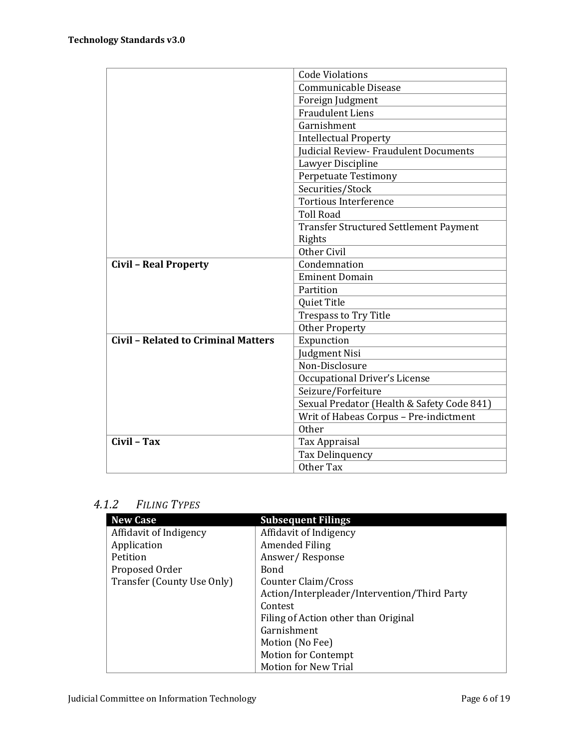| | |
|---|---|
| | Code Violations |
| | Communicable Disease |
| | Foreign Judgment |
| | Fraudulent Liens |
| | Garnishment |
| | Intellectual Property |
| | Judicial Review- Fraudulent Documents |
| | Lawyer Discipline |
| | Perpetuate Testimony |
| | Securities/Stock |
| | Tortious Interference |
| | Toll Road |
| | Transfer Structured Settlement Payment Rights |
| | Other Civil |
| **Civil – Real Property** | Condemnation |
| | Eminent Domain |
| | Partition |
| | Quiet Title |
| | Trespass to Try Title |
| | Other Property |
| **Civil – Related to Criminal Matters** | Expunction |
| | Judgment Nisi |
| | Non-Disclosure |
| | Occupational Driver's License |
| | Seizure/Forfeiture |
| | Sexual Predator (Health & Safety Code 841) |
| | Writ of Habeas Corpus – Pre-indictment |
| | Other |
| **Civil – Tax** | Tax Appraisal |
| | Tax Delinquency |
| | Other Tax |

### 4.1.2 *Filing Types*

| New Case | Subsequent Filings |
|---|---|
| Affidavit of Indigency | Affidavit of Indigency |
| Application | Amended Filing |
| Petition | Answer/ Response |
| Proposed Order | Bond |
| Transfer (County Use Only) | Counter Claim/Cross Action/Interpleader/Intervention/Third Party |
| | Contest |
| | Filing of Action other than Original |
| | Garnishment |
| | Motion (No Fee) |
| | Motion for Contempt |
| | Motion for New Trial |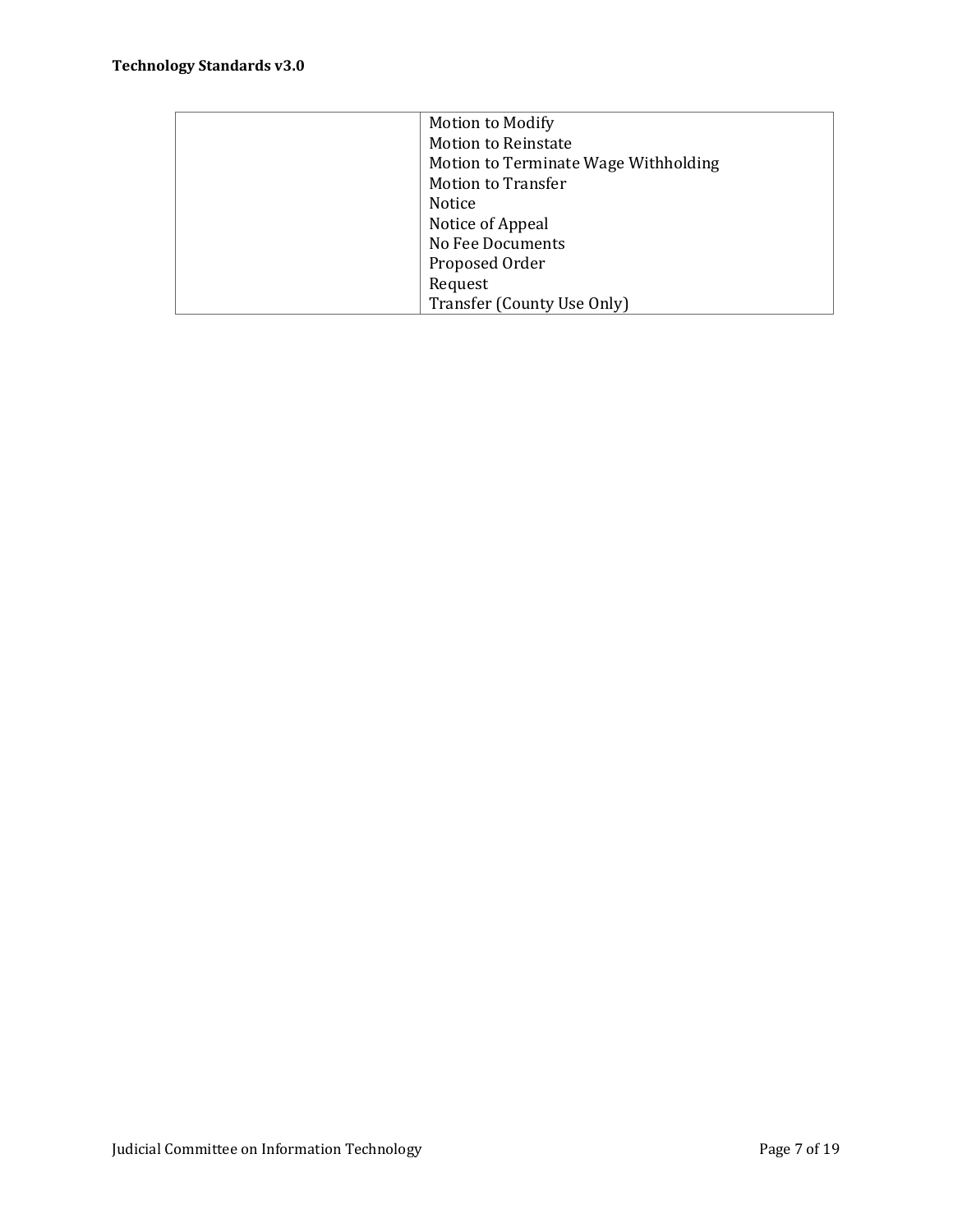| | |
|---|---|
| | Motion to Modify<br>Motion to Reinstate<br>Motion to Terminate Wage Withholding<br>Motion to Transfer<br>Notice<br>Notice of Appeal<br>No Fee Documents<br>Proposed Order<br>Request<br>Transfer (County Use Only) |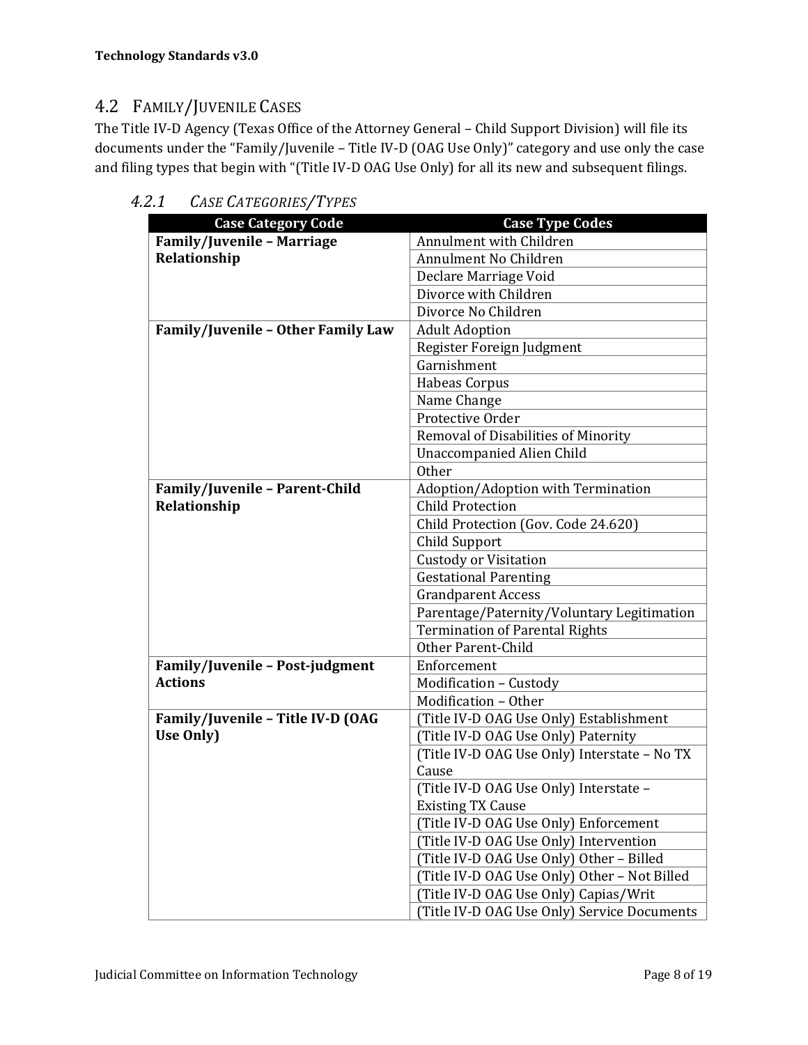## 4.2 FAMILY/JUVENILE CASES

The Title IV-D Agency (Texas Office of the Attorney General – Child Support Division) will file its documents under the "Family/Juvenile – Title IV-D (OAG Use Only)" category and use only the case and filing types that begin with "(Title IV-D OAG Use Only) for all its new and subsequent filings.

### *4.2.1 CASE CATEGORIES/TYPES*

| Case Category Code | Case Type Codes |
|---|---|
| **Family/Juvenile – Marriage Relationship** | Annulment with Children |
| | Annulment No Children |
| | Declare Marriage Void |
| | Divorce with Children |
| | Divorce No Children |
| **Family/Juvenile – Other Family Law** | Adult Adoption |
| | Register Foreign Judgment |
| | Garnishment |
| | Habeas Corpus |
| | Name Change |
| | Protective Order |
| | Removal of Disabilities of Minority |
| | Unaccompanied Alien Child |
| | Other |
| **Family/Juvenile – Parent-Child Relationship** | Adoption/Adoption with Termination |
| | Child Protection |
| | Child Protection (Gov. Code 24.620) |
| | Child Support |
| | Custody or Visitation |
| | Gestational Parenting |
| | Grandparent Access |
| | Parentage/Paternity/Voluntary Legitimation |
| | Termination of Parental Rights |
| | Other Parent-Child |
| **Family/Juvenile – Post-judgment Actions** | Enforcement |
| | Modification – Custody |
| | Modification – Other |
| **Family/Juvenile – Title IV-D (OAG Use Only)** | (Title IV-D OAG Use Only) Establishment |
| | (Title IV-D OAG Use Only) Paternity |
| | (Title IV-D OAG Use Only) Interstate – No TX Cause |
| | (Title IV-D OAG Use Only) Interstate – Existing TX Cause |
| | (Title IV-D OAG Use Only) Enforcement |
| | (Title IV-D OAG Use Only) Intervention |
| | (Title IV-D OAG Use Only) Other – Billed |
| | (Title IV-D OAG Use Only) Other – Not Billed |
| | (Title IV-D OAG Use Only) Capias/Writ |
| | (Title IV-D OAG Use Only) Service Documents |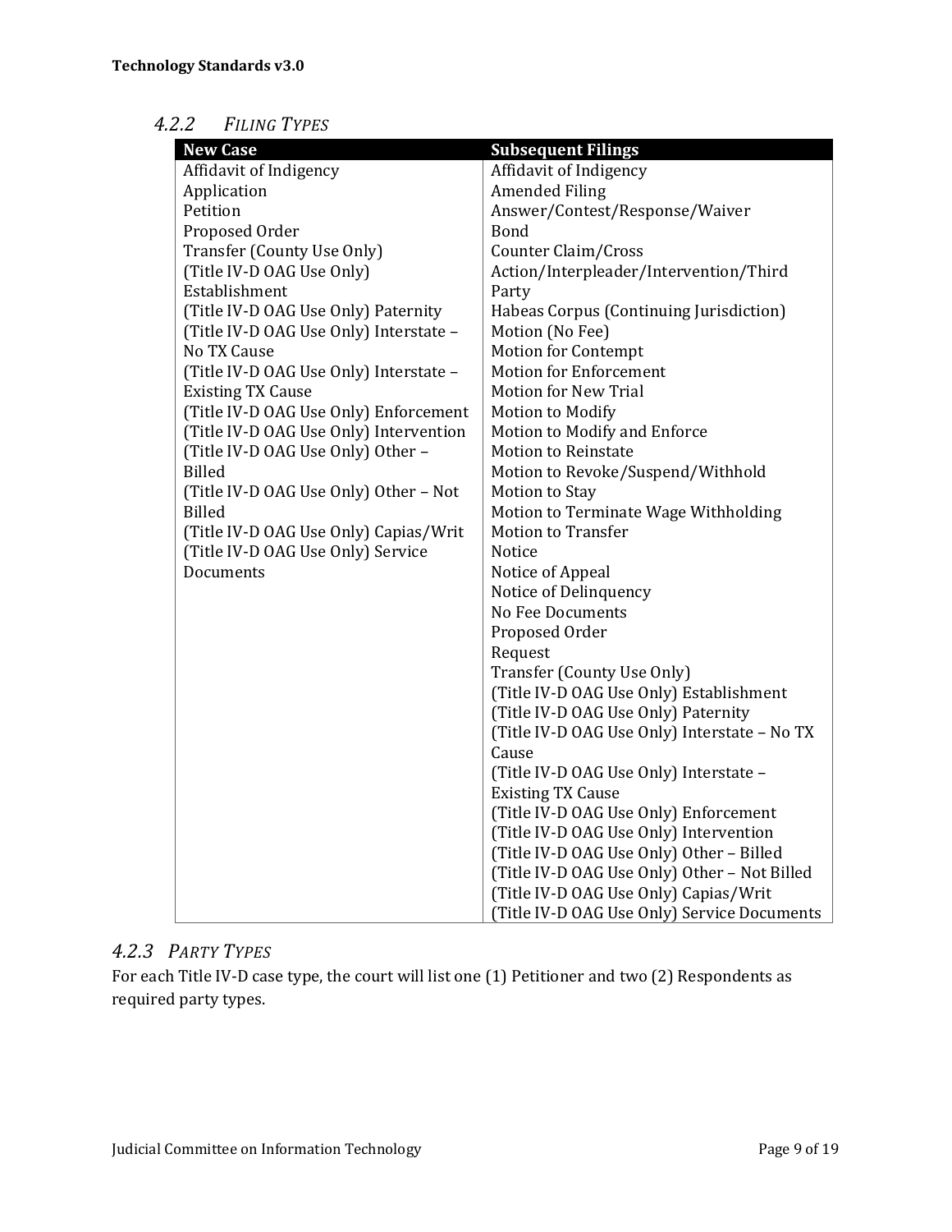#### 4.2.2 *FILING TYPES*

| New Case | Subsequent Filings |
|---|---|
| Affidavit of Indigency | Affidavit of Indigency |
| Application | Amended Filing |
| Petition | Answer/Contest/Response/Waiver |
| Proposed Order | Bond |
| Transfer (County Use Only) | Counter Claim/Cross Action/Interpleader/Intervention/Third Party |
| (Title IV-D OAG Use Only) Establishment | Habeas Corpus (Continuing Jurisdiction) |
| (Title IV-D OAG Use Only) Paternity | Motion (No Fee) |
| (Title IV-D OAG Use Only) Interstate – No TX Cause | Motion for Contempt |
| (Title IV-D OAG Use Only) Interstate – Existing TX Cause | Motion for Enforcement |
| (Title IV-D OAG Use Only) Enforcement | Motion for New Trial |
| (Title IV-D OAG Use Only) Intervention | Motion to Modify |
| (Title IV-D OAG Use Only) Other – Billed | Motion to Modify and Enforce |
| (Title IV-D OAG Use Only) Other – Not Billed | Motion to Reinstate |
| (Title IV-D OAG Use Only) Capias/Writ | Motion to Revoke/Suspend/Withhold |
| (Title IV-D OAG Use Only) Service Documents | Motion to Stay |
| | Motion to Terminate Wage Withholding |
| | Motion to Transfer |
| | Notice |
| | Notice of Appeal |
| | Notice of Delinquency |
| | No Fee Documents |
| | Proposed Order |
| | Request |
| | Transfer (County Use Only) |
| | (Title IV-D OAG Use Only) Establishment |
| | (Title IV-D OAG Use Only) Paternity |
| | (Title IV-D OAG Use Only) Interstate – No TX Cause |
| | (Title IV-D OAG Use Only) Interstate – Existing TX Cause |
| | (Title IV-D OAG Use Only) Enforcement |
| | (Title IV-D OAG Use Only) Intervention |
| | (Title IV-D OAG Use Only) Other – Billed |
| | (Title IV-D OAG Use Only) Other – Not Billed |
| | (Title IV-D OAG Use Only) Capias/Writ |
| | (Title IV-D OAG Use Only) Service Documents |

### 4.2.3 *PARTY TYPES*

For each Title IV-D case type, the court will list one (1) Petitioner and two (2) Respondents as required party types.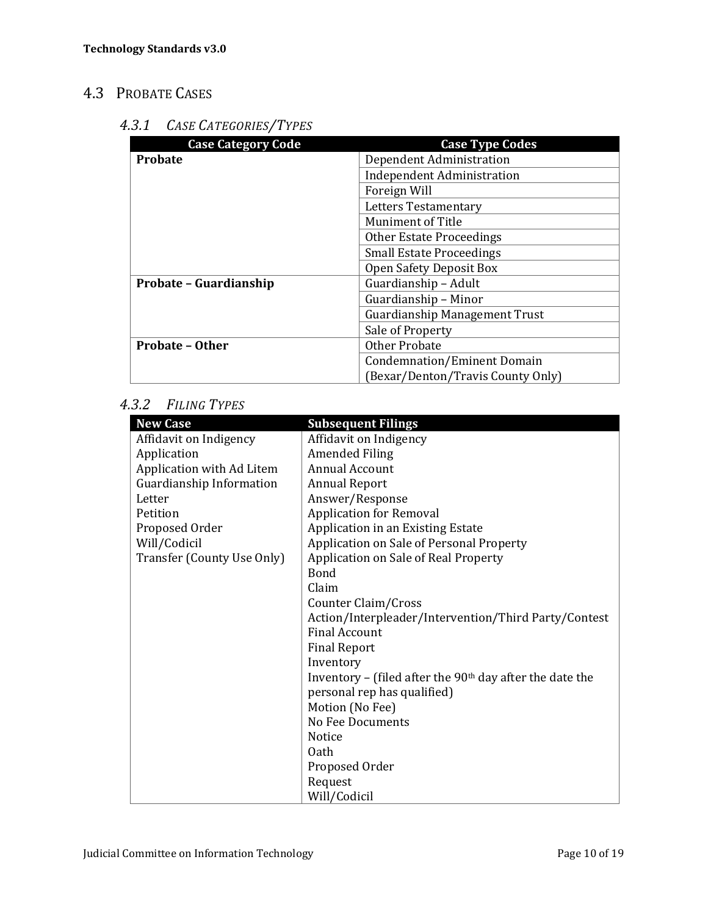## 4.3 Probate Cases

### 4.3.1 *Case Categories/Types*

| Case Category Code | Case Type Codes |
|---|---|
| **Probate** | Dependent Administration |
| | Independent Administration |
| | Foreign Will |
| | Letters Testamentary |
| | Muniment of Title |
| | Other Estate Proceedings |
| | Small Estate Proceedings |
| | Open Safety Deposit Box |
| **Probate – Guardianship** | Guardianship – Adult |
| | Guardianship – Minor |
| | Guardianship Management Trust |
| | Sale of Property |
| **Probate – Other** | Other Probate |
| | Condemnation/Eminent Domain (Bexar/Denton/Travis County Only) |

### 4.3.2 *Filing Types*

| New Case | Subsequent Filings |
|---|---|
| Affidavit on Indigency | Affidavit on Indigency |
| Application | Amended Filing |
| Application with Ad Litem | Annual Account |
| Guardianship Information | Annual Report |
| Letter | Answer/Response |
| Petition | Application for Removal |
| Proposed Order | Application in an Existing Estate |
| Will/Codicil | Application on Sale of Personal Property |
| Transfer (County Use Only) | Application on Sale of Real Property |
| | Bond |
| | Claim |
| | Counter Claim/Cross Action/Interpleader/Intervention/Third Party/Contest |
| | Final Account |
| | Final Report |
| | Inventory |
| | Inventory – (filed after the 90th day after the date the personal rep has qualified) |
| | Motion (No Fee) |
| | No Fee Documents |
| | Notice |
| | Oath |
| | Proposed Order |
| | Request |
| | Will/Codicil |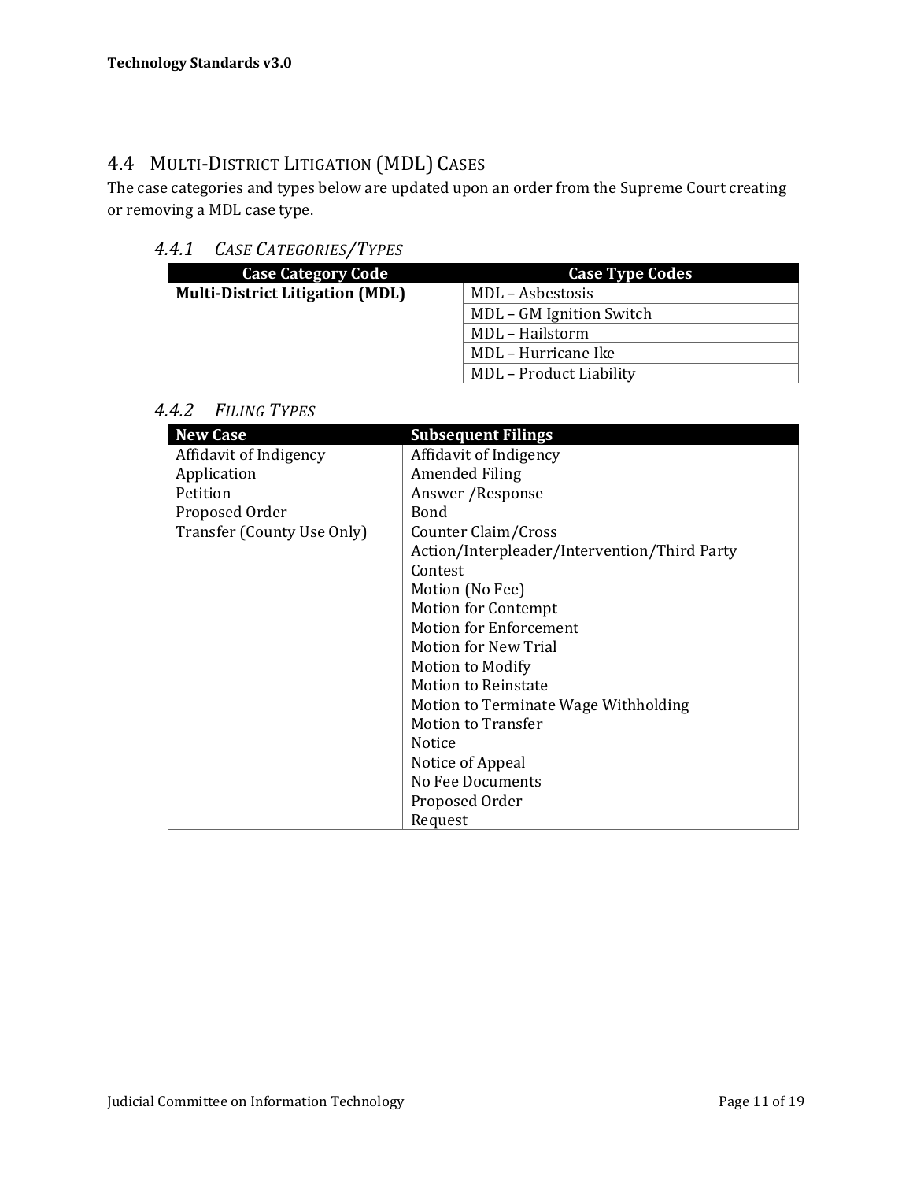## 4.4 Multi-District Litigation (MDL) Cases

The case categories and types below are updated upon an order from the Supreme Court creating or removing a MDL case type.

### 4.4.1 *Case Categories/Types*

| Case Category Code | Case Type Codes |
|---|---|
| **Multi-District Litigation (MDL)** | MDL – Asbestosis |
| | MDL – GM Ignition Switch |
| | MDL – Hailstorm |
| | MDL – Hurricane Ike |
| | MDL – Product Liability |

### 4.4.2 *Filing Types*

| New Case | Subsequent Filings |
|---|---|
| Affidavit of Indigency | Affidavit of Indigency |
| Application | Amended Filing |
| Petition | Answer /Response |
| Proposed Order | Bond |
| Transfer (County Use Only) | Counter Claim/Cross Action/Interpleader/Intervention/Third Party |
| | Contest |
| | Motion (No Fee) |
| | Motion for Contempt |
| | Motion for Enforcement |
| | Motion for New Trial |
| | Motion to Modify |
| | Motion to Reinstate |
| | Motion to Terminate Wage Withholding |
| | Motion to Transfer |
| | Notice |
| | Notice of Appeal |
| | No Fee Documents |
| | Proposed Order |
| | Request |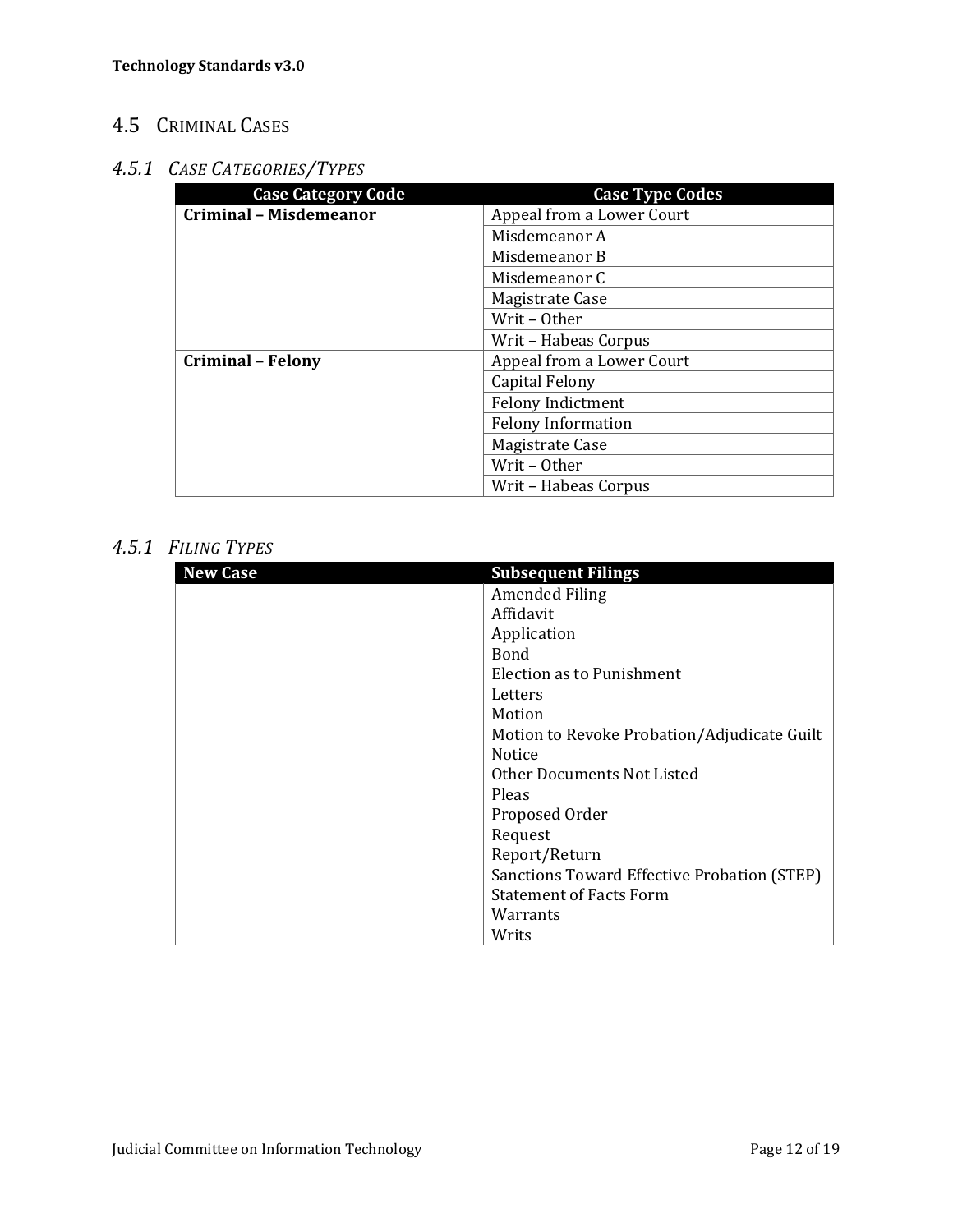## 4.5 CRIMINAL CASES

### *4.5.1 CASE CATEGORIES/TYPES*

| Case Category Code | Case Type Codes |
|---|---|
| **Criminal – Misdemeanor** | Appeal from a Lower Court |
| | Misdemeanor A |
| | Misdemeanor B |
| | Misdemeanor C |
| | Magistrate Case |
| | Writ – Other |
| | Writ – Habeas Corpus |
| **Criminal – Felony** | Appeal from a Lower Court |
| | Capital Felony |
| | Felony Indictment |
| | Felony Information |
| | Magistrate Case |
| | Writ – Other |
| | Writ – Habeas Corpus |

### *4.5.1 FILING TYPES*

| New Case | Subsequent Filings |
|---|---|
| | Amended Filing<br>Affidavit<br>Application<br>Bond<br>Election as to Punishment<br>Letters<br>Motion<br>Motion to Revoke Probation/Adjudicate Guilt<br>Notice<br>Other Documents Not Listed<br>Pleas<br>Proposed Order<br>Request<br>Report/Return<br>Sanctions Toward Effective Probation (STEP)<br>Statement of Facts Form<br>Warrants<br>Writs |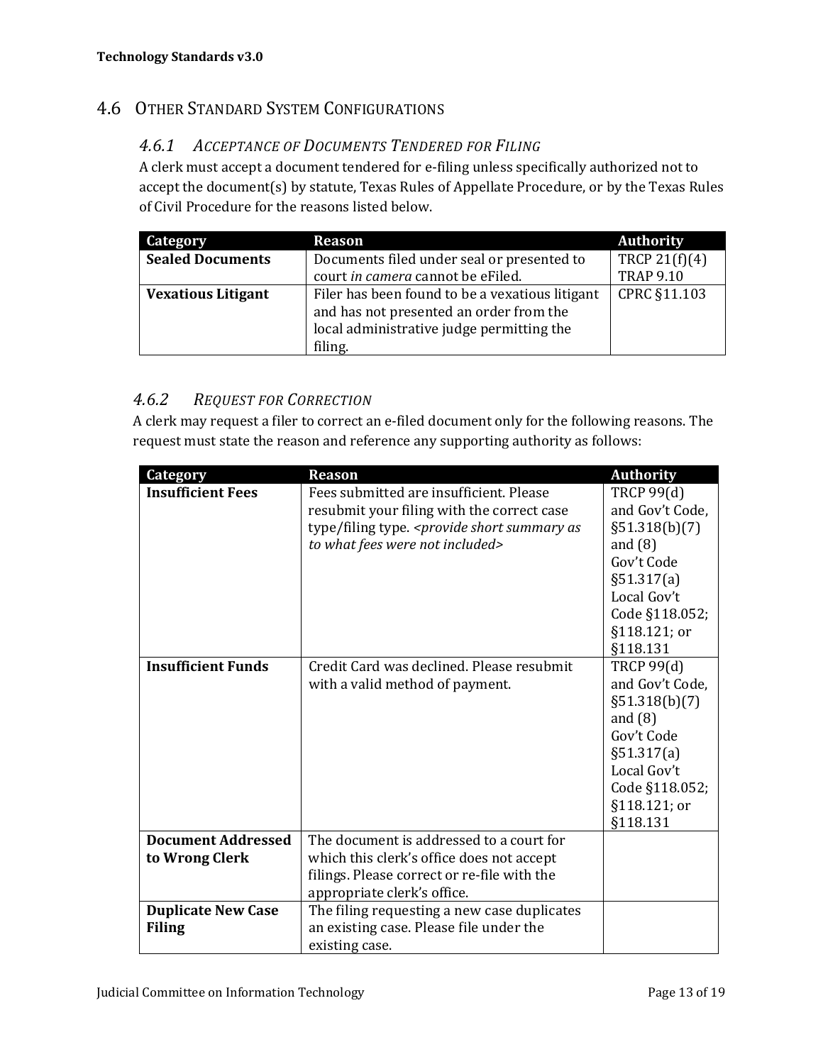## 4.6 Other Standard System Configurations

### 4.6.1 *Acceptance of Documents Tendered for Filing*

A clerk must accept a document tendered for e-filing unless specifically authorized not to accept the document(s) by statute, Texas Rules of Appellate Procedure, or by the Texas Rules of Civil Procedure for the reasons listed below.

| Category | Reason | Authority |
|---|---|---|
| **Sealed Documents** | Documents filed under seal or presented to court *in camera* cannot be eFiled. | TRCP 21(f)(4) TRAP 9.10 |
| **Vexatious Litigant** | Filer has been found to be a vexatious litigant and has not presented an order from the local administrative judge permitting the filing. | CPRC §11.103 |

### 4.6.2 *Request for Correction*

A clerk may request a filer to correct an e-filed document only for the following reasons. The request must state the reason and reference any supporting authority as follows:

| Category | Reason | Authority |
|---|---|---|
| **Insufficient Fees** | Fees submitted are insufficient. Please resubmit your filing with the correct case type/filing type. *<provide short summary as to what fees were not included>* | TRCP 99(d) and Gov't Code, §51.318(b)(7) and (8) Gov't Code §51.317(a) Local Gov't Code §118.052; §118.121; or §118.131 |
| **Insufficient Funds** | Credit Card was declined. Please resubmit with a valid method of payment. | TRCP 99(d) and Gov't Code, §51.318(b)(7) and (8) Gov't Code §51.317(a) Local Gov't Code §118.052; §118.121; or §118.131 |
| **Document Addressed to Wrong Clerk** | The document is addressed to a court for which this clerk's office does not accept filings. Please correct or re-file with the appropriate clerk's office. | |
| **Duplicate New Case Filing** | The filing requesting a new case duplicates an existing case. Please file under the existing case. | |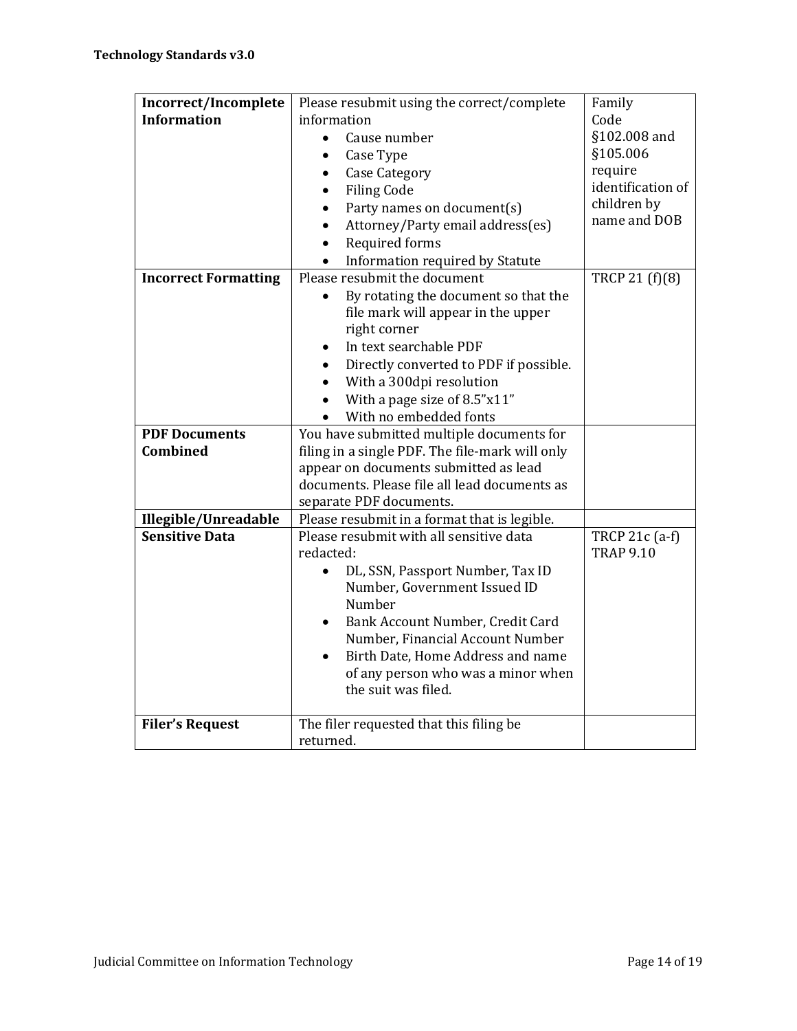| | | |
|---|---|---|
| **Incorrect/Incomplete Information** | Please resubmit using the correct/complete information<br>• Cause number<br>• Case Type<br>• Case Category<br>• Filing Code<br>• Party names on document(s)<br>• Attorney/Party email address(es)<br>• Required forms<br>• Information required by Statute | Family Code §102.008 and §105.006 require identification of children by name and DOB |
| **Incorrect Formatting** | Please resubmit the document<br>• By rotating the document so that the file mark will appear in the upper right corner<br>• In text searchable PDF<br>• Directly converted to PDF if possible.<br>• With a 300dpi resolution<br>• With a page size of 8.5"x11"<br>• With no embedded fonts | TRCP 21 (f)(8) |
| **PDF Documents Combined** | You have submitted multiple documents for filing in a single PDF. The file-mark will only appear on documents submitted as lead documents. Please file all lead documents as separate PDF documents. | |
| **Illegible/Unreadable** | Please resubmit in a format that is legible. | |
| **Sensitive Data** | Please resubmit with all sensitive data redacted:<br>• DL, SSN, Passport Number, Tax ID Number, Government Issued ID Number<br>• Bank Account Number, Credit Card Number, Financial Account Number<br>• Birth Date, Home Address and name of any person who was a minor when the suit was filed. | TRCP 21c (a-f)<br>TRAP 9.10 |
| **Filer's Request** | The filer requested that this filing be returned. | |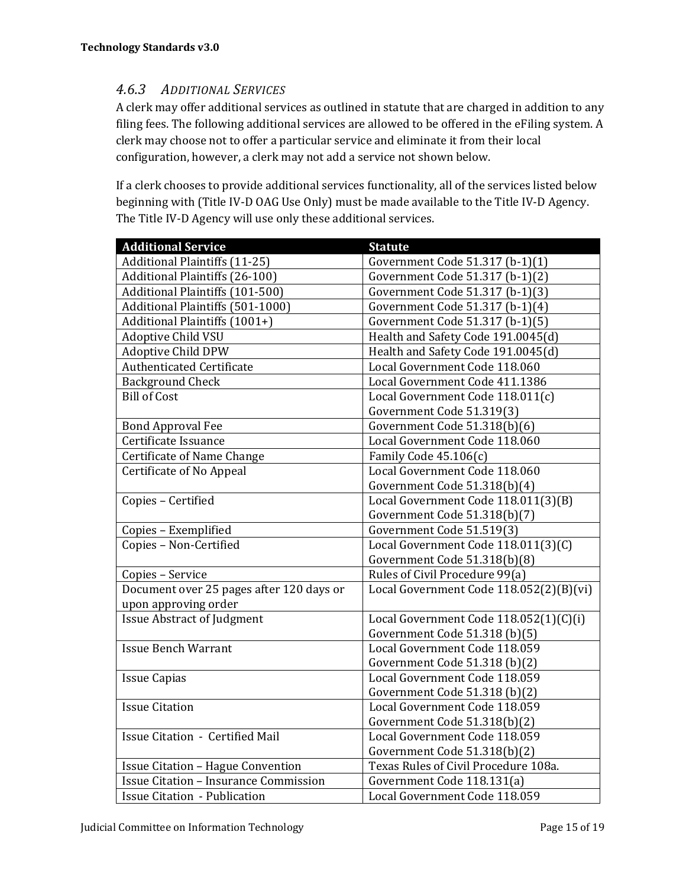### 4.6.3 *Additional Services*

A clerk may offer additional services as outlined in statute that are charged in addition to any filing fees. The following additional services are allowed to be offered in the eFiling system. A clerk may choose not to offer a particular service and eliminate it from their local configuration, however, a clerk may not add a service not shown below.

If a clerk chooses to provide additional services functionality, all of the services listed below beginning with (Title IV-D OAG Use Only) must be made available to the Title IV-D Agency. The Title IV-D Agency will use only these additional services.

| Additional Service | Statute |
|---|---|
| Additional Plaintiffs (11-25) | Government Code 51.317 (b-1)(1) |
| Additional Plaintiffs (26-100) | Government Code 51.317 (b-1)(2) |
| Additional Plaintiffs (101-500) | Government Code 51.317 (b-1)(3) |
| Additional Plaintiffs (501-1000) | Government Code 51.317 (b-1)(4) |
| Additional Plaintiffs (1001+) | Government Code 51.317 (b-1)(5) |
| Adoptive Child VSU | Health and Safety Code 191.0045(d) |
| Adoptive Child DPW | Health and Safety Code 191.0045(d) |
| Authenticated Certificate | Local Government Code 118.060 |
| Background Check | Local Government Code 411.1386 |
| Bill of Cost | Local Government Code 118.011(c)<br>Government Code 51.319(3) |
| Bond Approval Fee | Government Code 51.318(b)(6) |
| Certificate Issuance | Local Government Code 118.060 |
| Certificate of Name Change | Family Code 45.106(c) |
| Certificate of No Appeal | Local Government Code 118.060<br>Government Code 51.318(b)(4) |
| Copies – Certified | Local Government Code 118.011(3)(B)<br>Government Code 51.318(b)(7) |
| Copies – Exemplified | Government Code 51.519(3) |
| Copies – Non-Certified | Local Government Code 118.011(3)(C)<br>Government Code 51.318(b)(8) |
| Copies – Service | Rules of Civil Procedure 99(a) |
| Document over 25 pages after 120 days or upon approving order | Local Government Code 118.052(2)(B)(vi) |
| Issue Abstract of Judgment | Local Government Code 118.052(1)(C)(i)<br>Government Code 51.318 (b)(5) |
| Issue Bench Warrant | Local Government Code 118.059<br>Government Code 51.318 (b)(2) |
| Issue Capias | Local Government Code 118.059<br>Government Code 51.318 (b)(2) |
| Issue Citation | Local Government Code 118.059<br>Government Code 51.318(b)(2) |
| Issue Citation - Certified Mail | Local Government Code 118.059<br>Government Code 51.318(b)(2) |
| Issue Citation – Hague Convention | Texas Rules of Civil Procedure 108a. |
| Issue Citation – Insurance Commission | Government Code 118.131(a) |
| Issue Citation - Publication | Local Government Code 118.059 |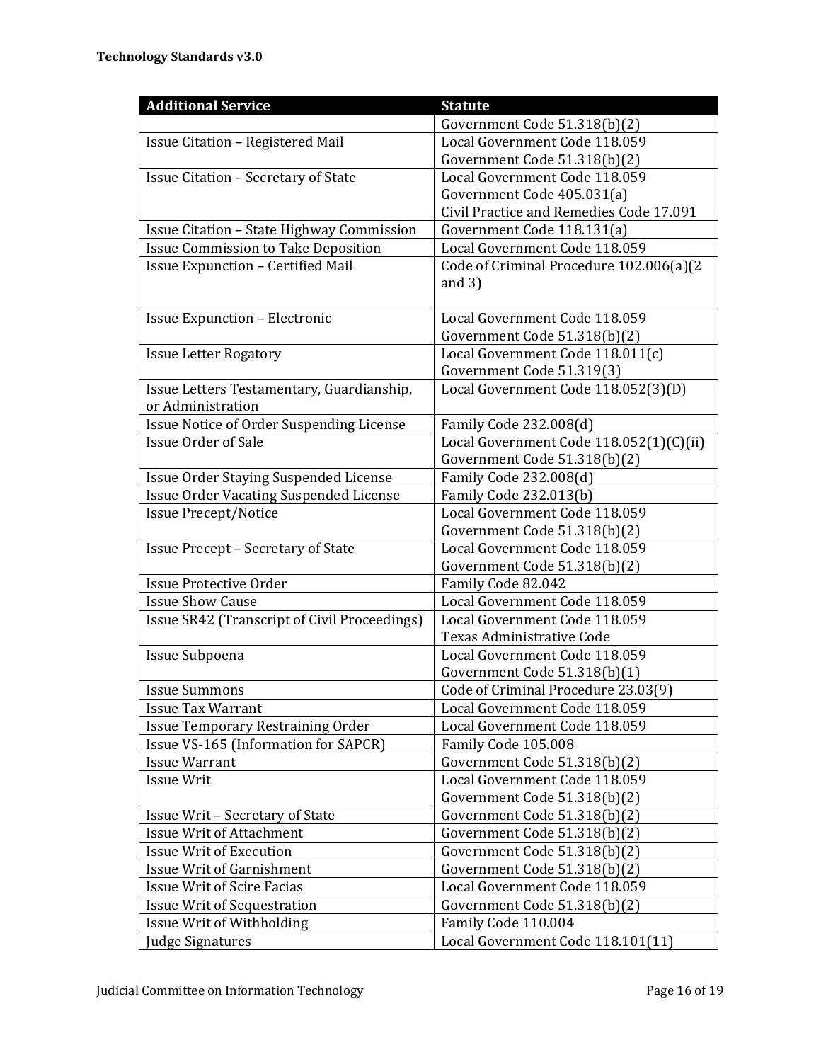| Additional Service | Statute |
| --- | --- |
| | Government Code 51.318(b)(2) |
| Issue Citation – Registered Mail | Local Government Code 118.059<br>Government Code 51.318(b)(2) |
| Issue Citation – Secretary of State | Local Government Code 118.059<br>Government Code 405.031(a)<br>Civil Practice and Remedies Code 17.091 |
| Issue Citation – State Highway Commission | Government Code 118.131(a) |
| Issue Commission to Take Deposition | Local Government Code 118.059 |
| Issue Expunction – Certified Mail | Code of Criminal Procedure 102.006(a)(2 and 3) |
| Issue Expunction – Electronic | Local Government Code 118.059<br>Government Code 51.318(b)(2) |
| Issue Letter Rogatory | Local Government Code 118.011(c)<br>Government Code 51.319(3) |
| Issue Letters Testamentary, Guardianship, or Administration | Local Government Code 118.052(3)(D) |
| Issue Notice of Order Suspending License | Family Code 232.008(d) |
| Issue Order of Sale | Local Government Code 118.052(1)(C)(ii)<br>Government Code 51.318(b)(2) |
| Issue Order Staying Suspended License | Family Code 232.008(d) |
| Issue Order Vacating Suspended License | Family Code 232.013(b) |
| Issue Precept/Notice | Local Government Code 118.059<br>Government Code 51.318(b)(2) |
| Issue Precept – Secretary of State | Local Government Code 118.059<br>Government Code 51.318(b)(2) |
| Issue Protective Order | Family Code 82.042 |
| Issue Show Cause | Local Government Code 118.059 |
| Issue SR42 (Transcript of Civil Proceedings) | Local Government Code 118.059<br>Texas Administrative Code |
| Issue Subpoena | Local Government Code 118.059<br>Government Code 51.318(b)(1) |
| Issue Summons | Code of Criminal Procedure 23.03(9) |
| Issue Tax Warrant | Local Government Code 118.059 |
| Issue Temporary Restraining Order | Local Government Code 118.059 |
| Issue VS-165 (Information for SAPCR) | Family Code 105.008 |
| Issue Warrant | Government Code 51.318(b)(2) |
| Issue Writ | Local Government Code 118.059<br>Government Code 51.318(b)(2) |
| Issue Writ – Secretary of State | Government Code 51.318(b)(2) |
| Issue Writ of Attachment | Government Code 51.318(b)(2) |
| Issue Writ of Execution | Government Code 51.318(b)(2) |
| Issue Writ of Garnishment | Government Code 51.318(b)(2) |
| Issue Writ of Scire Facias | Local Government Code 118.059 |
| Issue Writ of Sequestration | Government Code 51.318(b)(2) |
| Issue Writ of Withholding | Family Code 110.004 |
| Judge Signatures | Local Government Code 118.101(11) |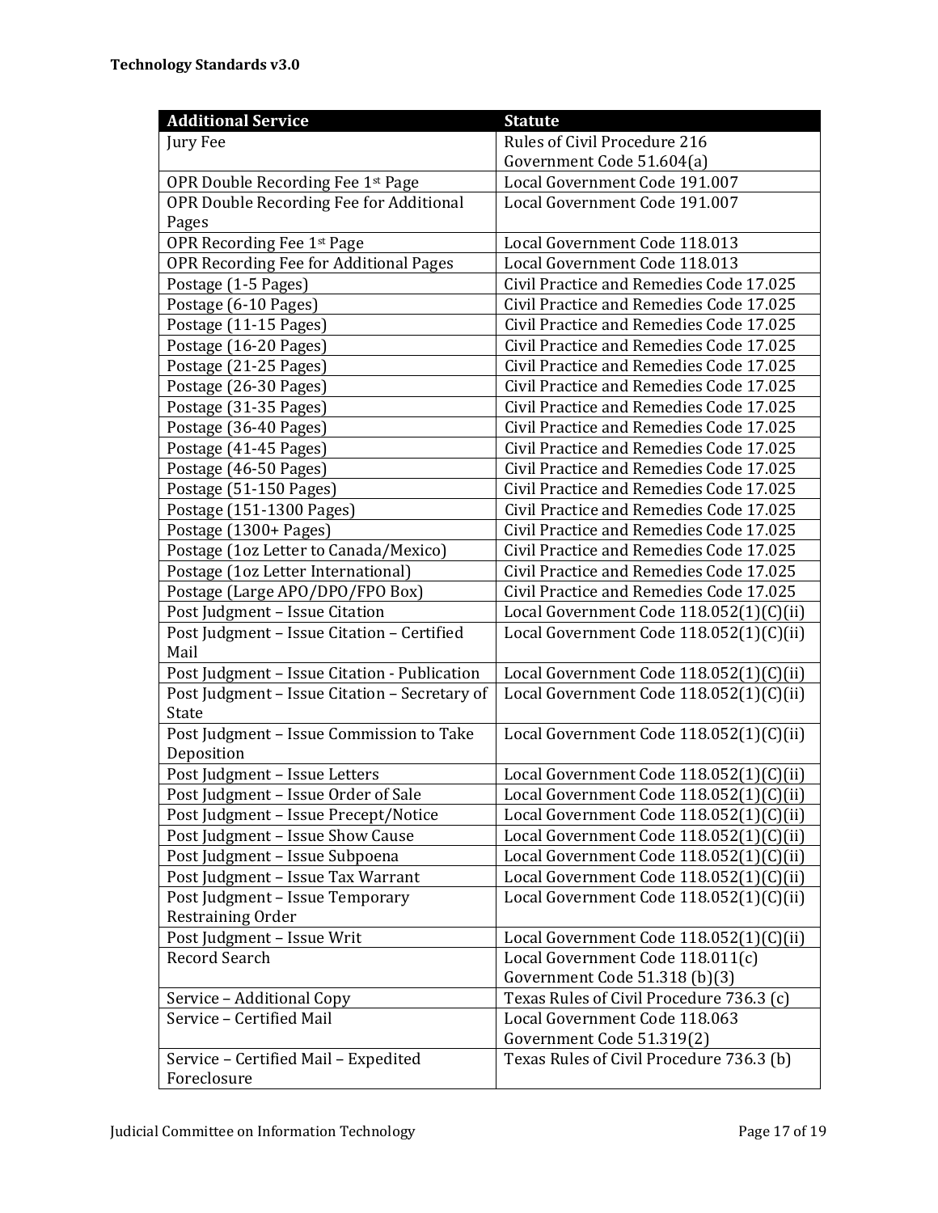| Additional Service | Statute |
| --- | --- |
| Jury Fee | Rules of Civil Procedure 216<br>Government Code 51.604(a) |
| OPR Double Recording Fee 1st Page | Local Government Code 191.007 |
| OPR Double Recording Fee for Additional Pages | Local Government Code 191.007 |
| OPR Recording Fee 1st Page | Local Government Code 118.013 |
| OPR Recording Fee for Additional Pages | Local Government Code 118.013 |
| Postage (1-5 Pages) | Civil Practice and Remedies Code 17.025 |
| Postage (6-10 Pages) | Civil Practice and Remedies Code 17.025 |
| Postage (11-15 Pages) | Civil Practice and Remedies Code 17.025 |
| Postage (16-20 Pages) | Civil Practice and Remedies Code 17.025 |
| Postage (21-25 Pages) | Civil Practice and Remedies Code 17.025 |
| Postage (26-30 Pages) | Civil Practice and Remedies Code 17.025 |
| Postage (31-35 Pages) | Civil Practice and Remedies Code 17.025 |
| Postage (36-40 Pages) | Civil Practice and Remedies Code 17.025 |
| Postage (41-45 Pages) | Civil Practice and Remedies Code 17.025 |
| Postage (46-50 Pages) | Civil Practice and Remedies Code 17.025 |
| Postage (51-150 Pages) | Civil Practice and Remedies Code 17.025 |
| Postage (151-1300 Pages) | Civil Practice and Remedies Code 17.025 |
| Postage (1300+ Pages) | Civil Practice and Remedies Code 17.025 |
| Postage (1oz Letter to Canada/Mexico) | Civil Practice and Remedies Code 17.025 |
| Postage (1oz Letter International) | Civil Practice and Remedies Code 17.025 |
| Postage (Large APO/DPO/FPO Box) | Civil Practice and Remedies Code 17.025 |
| Post Judgment – Issue Citation | Local Government Code 118.052(1)(C)(ii) |
| Post Judgment – Issue Citation – Certified Mail | Local Government Code 118.052(1)(C)(ii) |
| Post Judgment – Issue Citation - Publication | Local Government Code 118.052(1)(C)(ii) |
| Post Judgment – Issue Citation – Secretary of State | Local Government Code 118.052(1)(C)(ii) |
| Post Judgment – Issue Commission to Take Deposition | Local Government Code 118.052(1)(C)(ii) |
| Post Judgment – Issue Letters | Local Government Code 118.052(1)(C)(ii) |
| Post Judgment – Issue Order of Sale | Local Government Code 118.052(1)(C)(ii) |
| Post Judgment – Issue Precept/Notice | Local Government Code 118.052(1)(C)(ii) |
| Post Judgment – Issue Show Cause | Local Government Code 118.052(1)(C)(ii) |
| Post Judgment – Issue Subpoena | Local Government Code 118.052(1)(C)(ii) |
| Post Judgment – Issue Tax Warrant | Local Government Code 118.052(1)(C)(ii) |
| Post Judgment – Issue Temporary Restraining Order | Local Government Code 118.052(1)(C)(ii) |
| Post Judgment – Issue Writ | Local Government Code 118.052(1)(C)(ii) |
| Record Search | Local Government Code 118.011(c)<br>Government Code 51.318 (b)(3) |
| Service – Additional Copy | Texas Rules of Civil Procedure 736.3 (c) |
| Service – Certified Mail | Local Government Code 118.063<br>Government Code 51.319(2) |
| Service – Certified Mail – Expedited Foreclosure | Texas Rules of Civil Procedure 736.3 (b) |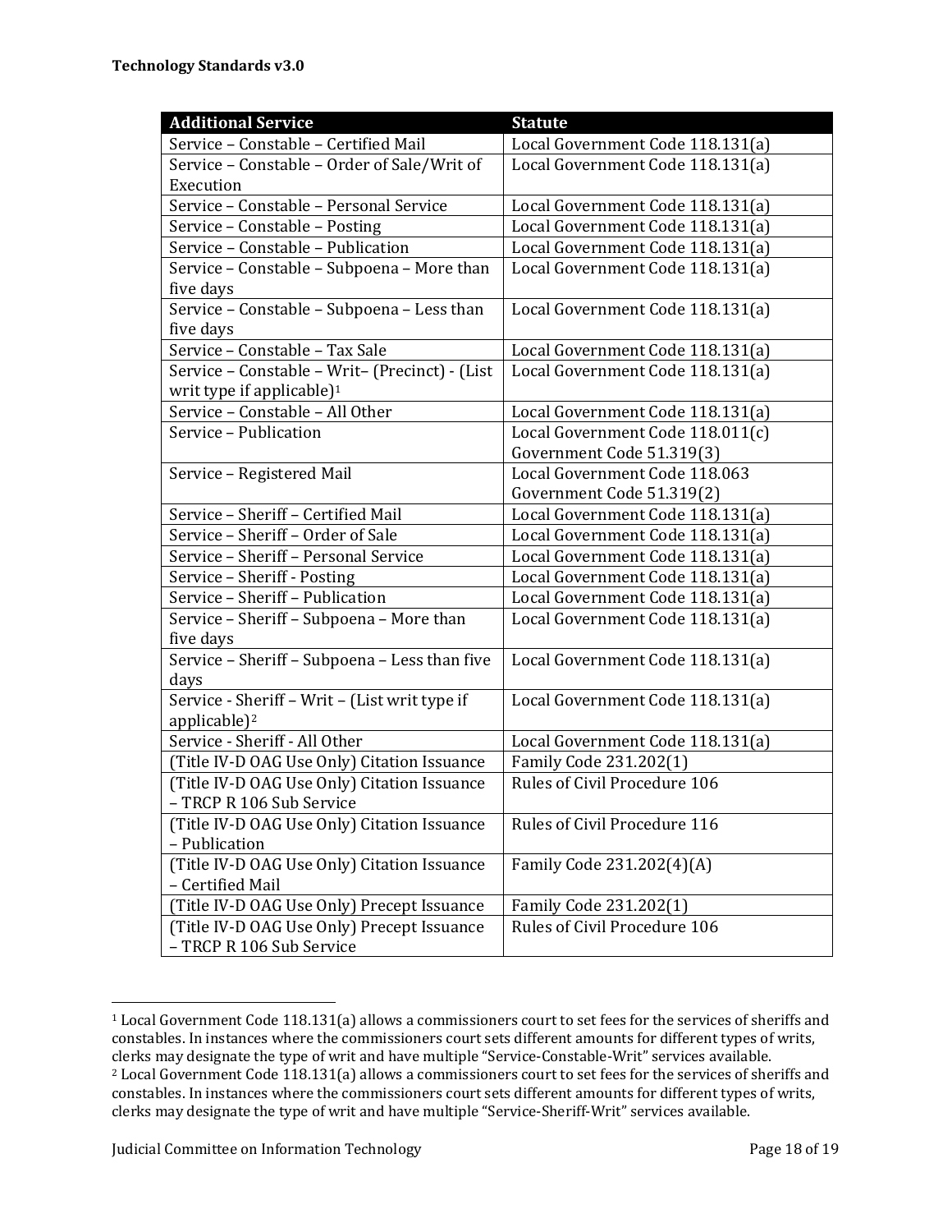| Additional Service | Statute |
|---|---|
| Service – Constable – Certified Mail | Local Government Code 118.131(a) |
| Service – Constable – Order of Sale/Writ of Execution | Local Government Code 118.131(a) |
| Service – Constable – Personal Service | Local Government Code 118.131(a) |
| Service – Constable – Posting | Local Government Code 118.131(a) |
| Service – Constable – Publication | Local Government Code 118.131(a) |
| Service – Constable – Subpoena – More than five days | Local Government Code 118.131(a) |
| Service – Constable – Subpoena – Less than five days | Local Government Code 118.131(a) |
| Service – Constable – Tax Sale | Local Government Code 118.131(a) |
| Service – Constable – Writ– (Precinct) - (List writ type if applicable)[1] | Local Government Code 118.131(a) |
| Service – Constable – All Other | Local Government Code 118.131(a) |
| Service – Publication | Local Government Code 118.011(c) Government Code 51.319(3) |
| Service – Registered Mail | Local Government Code 118.063 Government Code 51.319(2) |
| Service – Sheriff – Certified Mail | Local Government Code 118.131(a) |
| Service – Sheriff – Order of Sale | Local Government Code 118.131(a) |
| Service – Sheriff – Personal Service | Local Government Code 118.131(a) |
| Service – Sheriff - Posting | Local Government Code 118.131(a) |
| Service – Sheriff – Publication | Local Government Code 118.131(a) |
| Service – Sheriff – Subpoena – More than five days | Local Government Code 118.131(a) |
| Service – Sheriff – Subpoena – Less than five days | Local Government Code 118.131(a) |
| Service - Sheriff – Writ – (List writ type if applicable)[2] | Local Government Code 118.131(a) |
| Service - Sheriff - All Other | Local Government Code 118.131(a) |
| (Title IV-D OAG Use Only) Citation Issuance | Family Code 231.202(1) |
| (Title IV-D OAG Use Only) Citation Issuance – TRCP R 106 Sub Service | Rules of Civil Procedure 106 |
| (Title IV-D OAG Use Only) Citation Issuance – Publication | Rules of Civil Procedure 116 |
| (Title IV-D OAG Use Only) Citation Issuance – Certified Mail | Family Code 231.202(4)(A) |
| (Title IV-D OAG Use Only) Precept Issuance | Family Code 231.202(1) |
| (Title IV-D OAG Use Only) Precept Issuance – TRCP R 106 Sub Service | Rules of Civil Procedure 106 |

[1] Local Government Code 118.131(a) allows a commissioners court to set fees for the services of sheriffs and constables. In instances where the commissioners court sets different amounts for different types of writs, clerks may designate the type of writ and have multiple "Service-Constable-Writ" services available.

[2] Local Government Code 118.131(a) allows a commissioners court to set fees for the services of sheriffs and constables. In instances where the commissioners court sets different amounts for different types of writs, clerks may designate the type of writ and have multiple "Service-Sheriff-Writ" services available.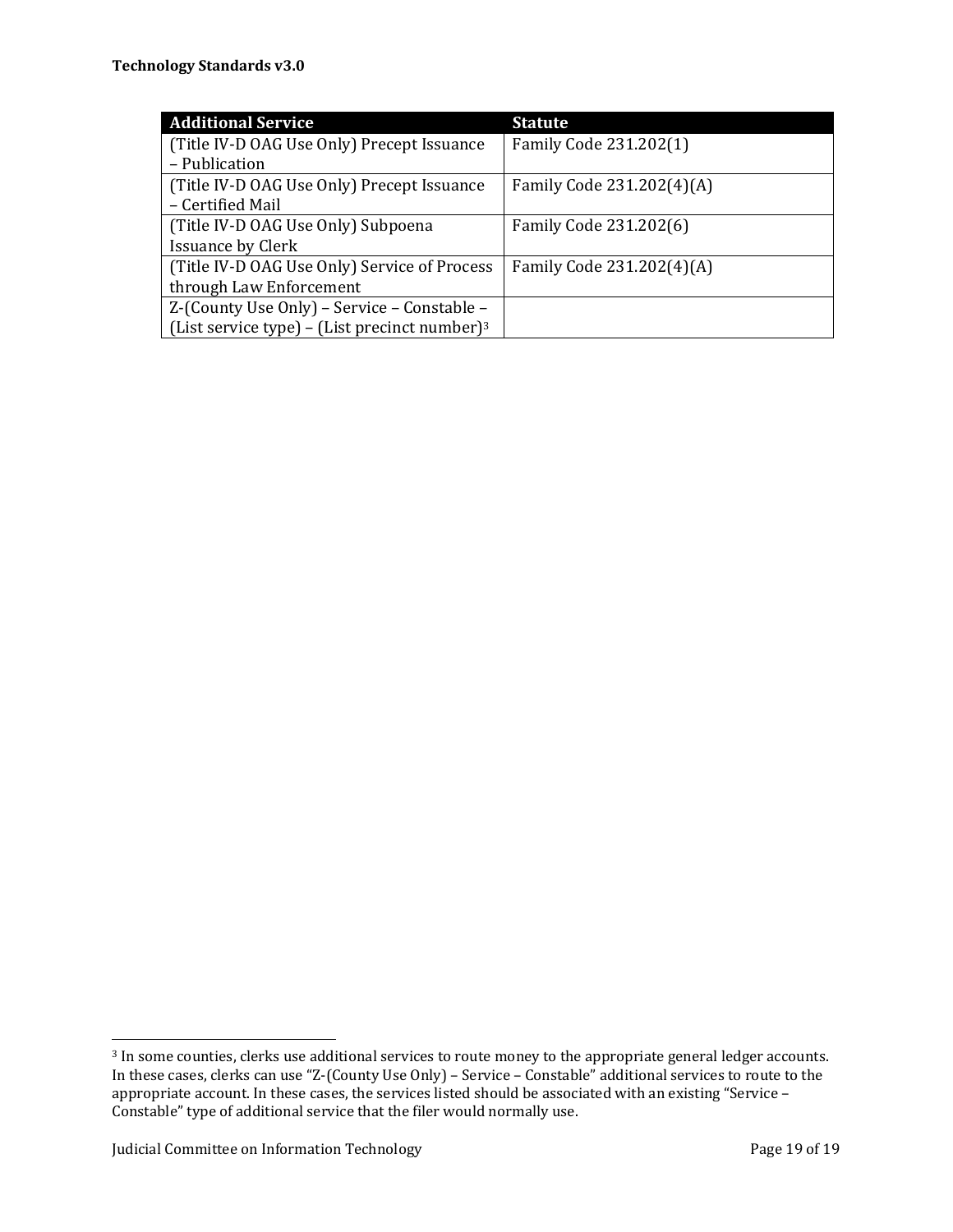| Additional Service | Statute |
| --- | --- |
| (Title IV-D OAG Use Only) Precept Issuance – Publication | Family Code 231.202(1) |
| (Title IV-D OAG Use Only) Precept Issuance – Certified Mail | Family Code 231.202(4)(A) |
| (Title IV-D OAG Use Only) Subpoena Issuance by Clerk | Family Code 231.202(6) |
| (Title IV-D OAG Use Only) Service of Process through Law Enforcement | Family Code 231.202(4)(A) |
| Z-(County Use Only) – Service – Constable – (List service type) – (List precinct number)[3] | |

[3] In some counties, clerks use additional services to route money to the appropriate general ledger accounts. In these cases, clerks can use "Z-(County Use Only) – Service – Constable" additional services to route to the appropriate account. In these cases, the services listed should be associated with an existing "Service – Constable" type of additional service that the filer would normally use.